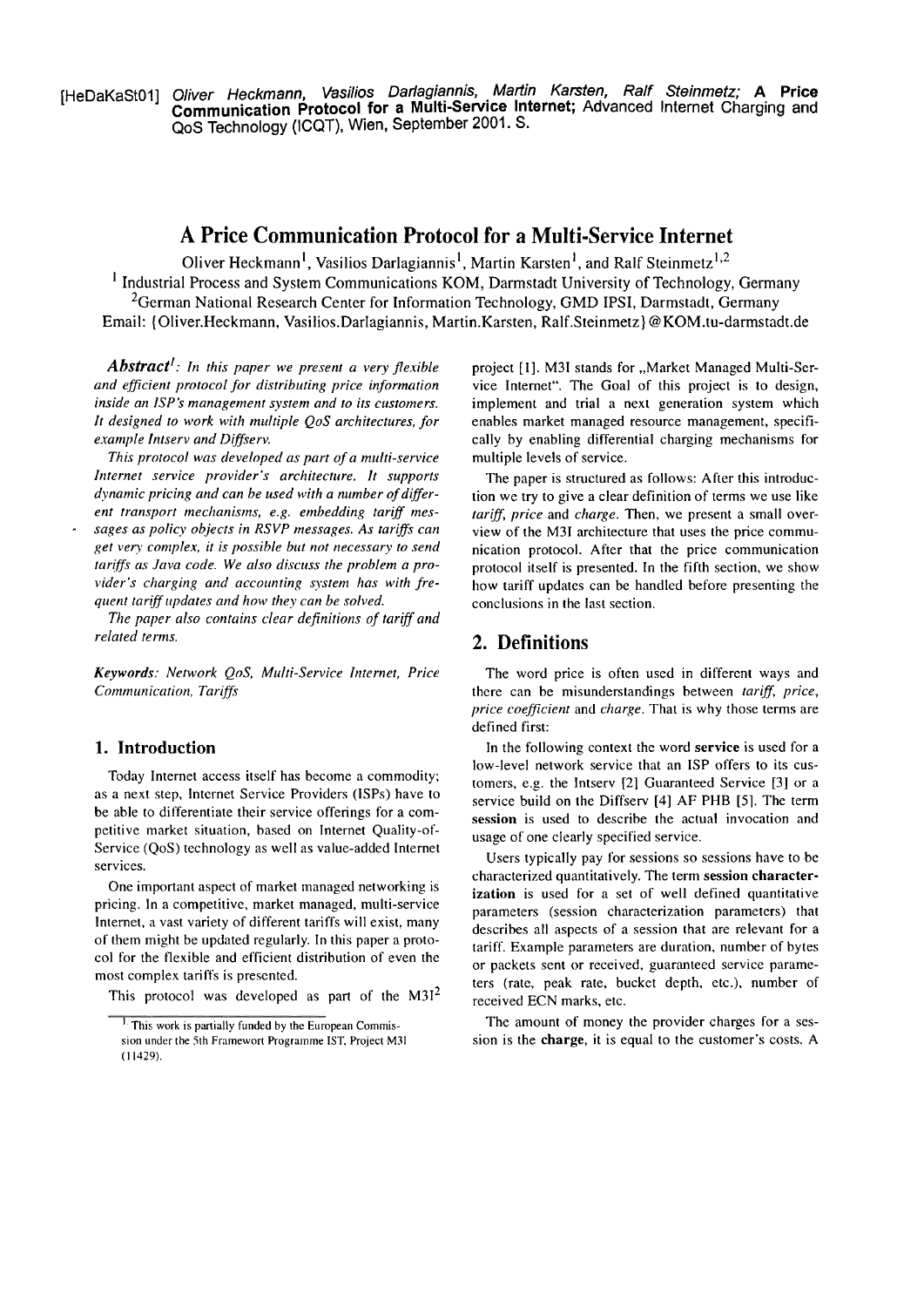[HeDaKaSt01] *Oliver Heckmann, Vasilios Darlagiannis, Martin Karsten, Ralf Steinmetz;* **A Price Communication Protocol for a Multi-Service Internet;** Advanced Internet Charging and QoS Technology (ICQT), Wien, September 2001. S.

# A Price Communication Protocol for a Multi-Service Internet

Oliver Heckmann[1], Vasilios Darlagiannis[1], Martin Karsten[1], and Ralf Steinmetz[1,2]

[1] Industrial Process and System Communications KOM, Darmstadt University of Technology, Germany

[2]German National Research Center for Information Technology, GMD IPSI, Darmstadt, Germany

Email: {Oliver.Heckmann, Vasilios.Darlagiannis, Martin.Karsten, Ralf.Steinmetz}@KOM.tu-darmstadt.de

***Abstract***[1]*: In this paper we present a very flexible and efficient protocol for distributing price information inside an ISP's management system and to its customers. It designed to work with multiple QoS architectures, for example Intserv and Diffserv.*

*This protocol was developed as part of a multi-service Internet service provider's architecture. It supports dynamic pricing and can be used with a number of different transport mechanisms, e.g. embedding tariff messages as policy objects in RSVP messages. As tariffs can get very complex, it is possible but not necessary to send tariffs as Java code. We also discuss the problem a provider's charging and accounting system has with frequent tariff updates and how they can be solved.*

*The paper also contains clear definitions of tariff and related terms.*

*Keywords: Network QoS, Multi-Service Internet, Price Communication, Tariffs*

## 1. Introduction

Today Internet access itself has become a commodity; as a next step, Internet Service Providers (ISPs) have to be able to differentiate their service offerings for a competitive market situation, based on Internet Quality-of-Service (QoS) technology as well as value-added Internet services.

One important aspect of market managed networking is pricing. In a competitive, market managed, multi-service Internet, a vast variety of different tariffs will exist, many of them might be updated regularly. In this paper a protocol for the flexible and efficient distribution of even the most complex tariffs is presented.

This protocol was developed as part of the M3I[2] project [1]. M3I stands for „Market Managed Multi-Service Internet". The Goal of this project is to design, implement and trial a next generation system which enables market managed resource management, specifically by enabling differential charging mechanisms for multiple levels of service.

The paper is structured as follows: After this introduction we try to give a clear definition of terms we use like *tariff*, *price* and *charge*. Then, we present a small overview of the M3I architecture that uses the price communication protocol. After that the price communication protocol itself is presented. In the fifth section, we show how tariff updates can be handled before presenting the conclusions in the last section.

## 2. Definitions

The word price is often used in different ways and there can be misunderstandings between *tariff*, *price*, *price coefficient* and *charge*. That is why those terms are defined first:

In the following context the word **service** is used for a low-level network service that an ISP offers to its customers, e.g. the Intserv [2] Guaranteed Service [3] or a service build on the Diffserv [4] AF PHB [5]. The term **session** is used to describe the actual invocation and usage of one clearly specified service.

Users typically pay for sessions so sessions have to be characterized quantitatively. The term **session characterization** is used for a set of well defined quantitative parameters (session characterization parameters) that describes all aspects of a session that are relevant for a tariff. Example parameters are duration, number of bytes or packets sent or received, guaranteed service parameters (rate, peak rate, bucket depth, etc.), number of received ECN marks, etc.

The amount of money the provider charges for a session is the **charge**, it is equal to the customer's costs. A

---

[1] This work is partially funded by the European Commission under the 5th Framewort Programme IST, Project M3I (11429).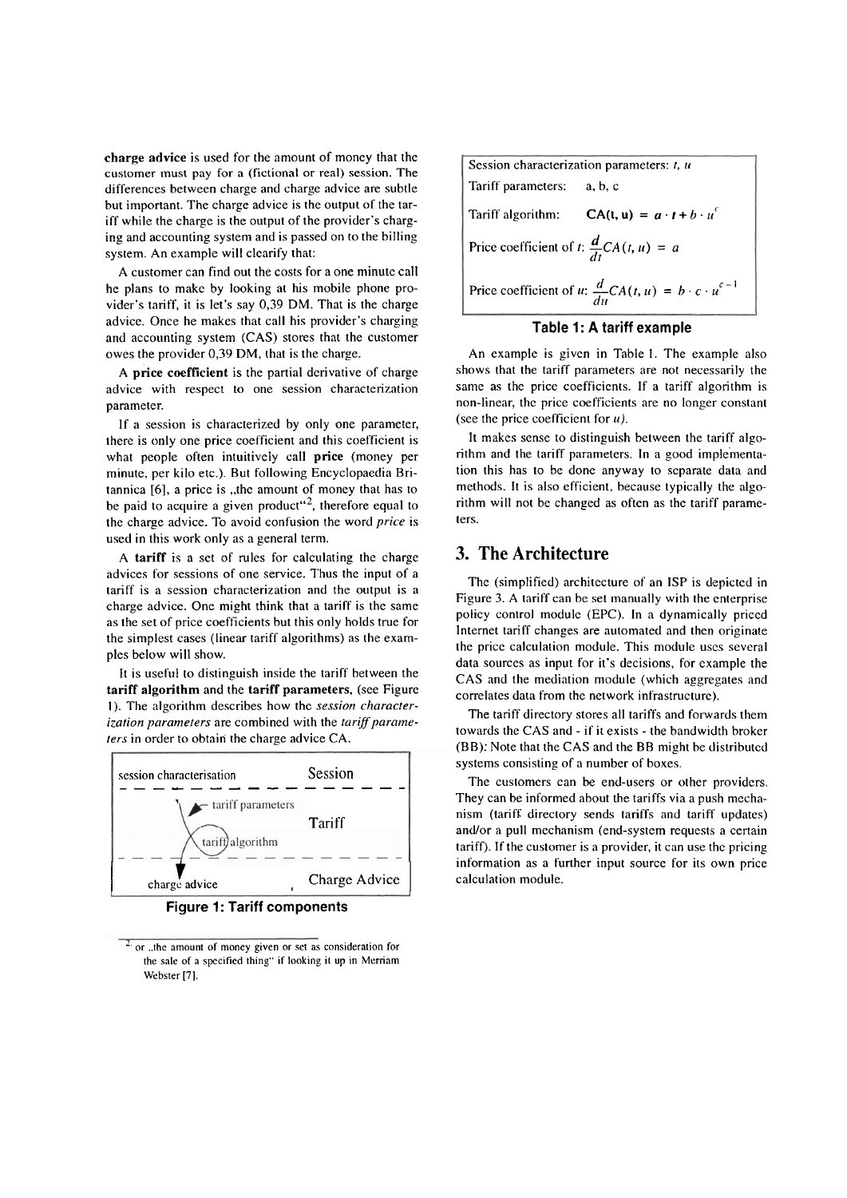**charge advice** is used for the amount of money that the customer must pay for a (fictional or real) session. The differences between charge and charge advice are subtle but important. The charge advice is the output of the tariff while the charge is the output of the provider's charging and accounting system and is passed on to the billing system. An example will clearify that:

A customer can find out the costs for a one minute call he plans to make by looking at his mobile phone provider's tariff, it is let's say 0,39 DM. That is the charge advice. Once he makes that call his provider's charging and accounting system (CAS) stores that the customer owes the provider 0,39 DM, that is the charge.

A **price coefficient** is the partial derivative of charge advice with respect to one session characterization parameter.

If a session is characterized by only one parameter, there is only one price coefficient and this coefficient is what people often intuitively call **price** (money per minute, per kilo etc.). But following Encyclopaedia Britannica [6], a price is „the amount of money that has to be paid to acquire a given product"[2], therefore equal to the charge advice. To avoid confusion the word *price* is used in this work only as a general term.

A **tariff** is a set of rules for calculating the charge advices for sessions of one service. Thus the input of a tariff is a session characterization and the output is a charge advice. One might think that a tariff is the same as the set of price coefficients but this only holds true for the simplest cases (linear tariff algorithms) as the examples below will show.

It is useful to distinguish inside the tariff between the **tariff algorithm** and the **tariff parameters**, (see Figure 1). The algorithm describes how the *session characterization parameters* are combined with the *tariff parameters* in order to obtain the charge advice CA.

session characterisation — Session
tariff parameters — tariff algorithm — Tariff
charge advice — Charge Advice

**Figure 1: Tariff components**

[2] or „the amount of money given or set as consideration for the sale of a specified thing" if looking it up in Merriam Webster [7].

| | |
|---|---|
| Session characterization parameters: | $t$, $u$ |
| Tariff parameters: | a, b, c |
| Tariff algorithm: | $\mathbf{CA(t, u)} = a \cdot t + b \cdot u^{c}$ |
| Price coefficient of $t$: | $\frac{d}{dt}CA(t, u) = a$ |
| Price coefficient of $u$: | $\frac{d}{du}CA(t, u) = b \cdot c \cdot u^{c-1}$ |

**Table 1: A tariff example**

An example is given in Table 1. The example also shows that the tariff parameters are not necessarily the same as the price coefficients. If a tariff algorithm is non-linear, the price coefficients are no longer constant (see the price coefficient for $u$).

It makes sense to distinguish between the tariff algorithm and the tariff parameters. In a good implementation this has to be done anyway to separate data and methods. It is also efficient, because typically the algorithm will not be changed as often as the tariff parameters.

## 3. The Architecture

The (simplified) architecture of an ISP is depicted in Figure 3. A tariff can be set manually with the enterprise policy control module (EPC). In a dynamically priced Internet tariff changes are automated and then originate the price calculation module. This module uses several data sources as input for it's decisions, for example the CAS and the mediation module (which aggregates and correlates data from the network infrastructure).

The tariff directory stores all tariffs and forwards them towards the CAS and - if it exists - the bandwidth broker (BB). Note that the CAS and the BB might be distributed systems consisting of a number of boxes.

The customers can be end-users or other providers. They can be informed about the tariffs via a push mechanism (tariff directory sends tariffs and tariff updates) and/or a pull mechanism (end-system requests a certain tariff). If the customer is a provider, it can use the pricing information as a further input source for its own price calculation module.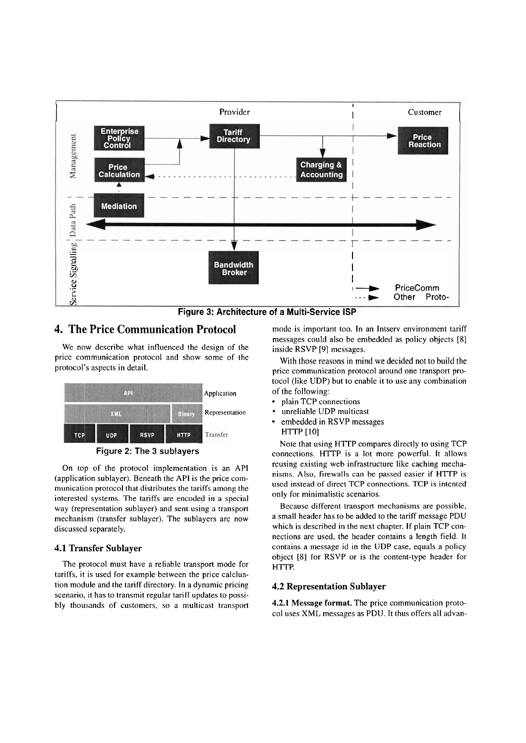Figure 3: Architecture of a Multi-Service ISP

## 4. The Price Communication Protocol

We now describe what influenced the design of the price communication protocol and show some of the protocol's aspects in detail.

Figure 2: The 3 sublayers

On top of the protocol implementation is an API (application sublayer). Beneath the API is the price communication protocol that distributes the tariffs among the interested systems. The tariffs are encoded in a special way (representation sublayer) and sent using a transport mechanism (transfer sublayer). The sublayers are now discussed separately.

### 4.1 Transfer Sublayer

The protocol must have a reliable transport mode for tariffs, it is used for example between the price calcluation module and the tariff directory. In a dynamic pricing scenario, it has to transmit regular tariff updates to possibly thousands of customers, so a multicast transport mode is important too. In an Intserv environment tariff messages could also be embedded as policy objects [8] inside RSVP [9] messages.

With those reasons in mind we decided not to build the price communication protocol around one transport protocol (like UDP) but to enable it to use any combination of the following:

- plain TCP connections
- unreliable UDP multicast
- embedded in RSVP messages
  HTTP [10]

Note that using HTTP compares directly to using TCP connections. HTTP is a lot more powerful. It allows reusing existing web infrastructure like caching mechanisms. Also, firewalls can be passed easier if HTTP is used instead of direct TCP connections. TCP is intented only for minimalistic scenarios.

Because different transport mechanisms are possible, a small header has to be added to the tariff message PDU which is described in the next chapter. If plain TCP connections are used, the header contains a length field. It contains a message id in the UDP case, equals a policy object [8] for RSVP or is the content-type header for HTTP.

### 4.2 Representation Sublayer

**4.2.1 Message format.** The price communication protocol uses XML messages as PDU. It thus offers all advan-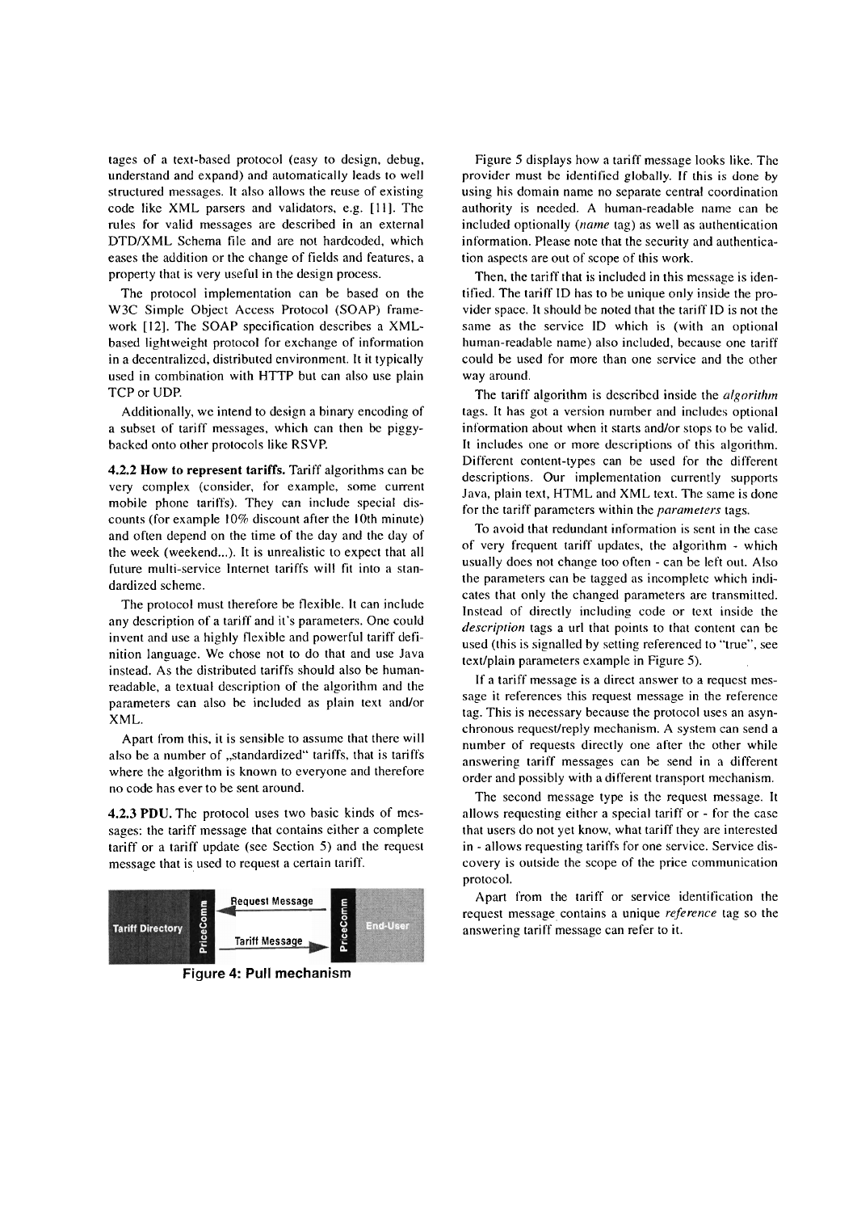tages of a text-based protocol (easy to design, debug, understand and expand) and automatically leads to well structured messages. It also allows the reuse of existing code like XML parsers and validators, e.g. [11]. The rules for valid messages are described in an external DTD/XML Schema file and are not hardcoded, which eases the addition or the change of fields and features, a property that is very useful in the design process.

The protocol implementation can be based on the W3C Simple Object Access Protocol (SOAP) framework [12]. The SOAP specification describes a XML-based lightweight protocol for exchange of information in a decentralized, distributed environment. It it typically used in combination with HTTP but can also use plain TCP or UDP.

Additionally, we intend to design a binary encoding of a subset of tariff messages, which can then be piggy-backed onto other protocols like RSVP.

**4.2.2 How to represent tariffs.** Tariff algorithms can be very complex (consider, for example, some current mobile phone tariffs). They can include special discounts (for example 10% discount after the 10th minute) and often depend on the time of the day and the day of the week (weekend...). It is unrealistic to expect that all future multi-service Internet tariffs will fit into a standardized scheme.

The protocol must therefore be flexible. It can include any description of a tariff and it's parameters. One could invent and use a highly flexible and powerful tariff definition language. We chose not to do that and use Java instead. As the distributed tariffs should also be human-readable, a textual description of the algorithm and the parameters can also be included as plain text and/or XML.

Apart from this, it is sensible to assume that there will also be a number of „standardized" tariffs, that is tariffs where the algorithm is known to everyone and therefore no code has ever to be sent around.

**4.2.3 PDU.** The protocol uses two basic kinds of messages: the tariff message that contains either a complete tariff or a tariff update (see Section 5) and the request message that is used to request a certain tariff.

Tariff Directory | PriceComm | Request Message ← | Tariff Message → | PriceComm | End-User

**Figure 4: Pull mechanism**

Figure 5 displays how a tariff message looks like. The provider must be identified globally. If this is done by using his domain name no separate central coordination authority is needed. A human-readable name can be included optionally (*name* tag) as well as authentication information. Please note that the security and authentication aspects are out of scope of this work.

Then, the tariff that is included in this message is identified. The tariff ID has to be unique only inside the provider space. It should be noted that the tariff ID is not the same as the service ID which is (with an optional human-readable name) also included, because one tariff could be used for more than one service and the other way around.

The tariff algorithm is described inside the *algorithm* tags. It has got a version number and includes optional information about when it starts and/or stops to be valid. It includes one or more descriptions of this algorithm. Different content-types can be used for the different descriptions. Our implementation currently supports Java, plain text, HTML and XML text. The same is done for the tariff parameters within the *parameters* tags.

To avoid that redundant information is sent in the case of very frequent tariff updates, the algorithm - which usually does not change too often - can be left out. Also the parameters can be tagged as incomplete which indicates that only the changed parameters are transmitted. Instead of directly including code or text inside the *description* tags a url that points to that content can be used (this is signalled by setting referenced to "true", see text/plain parameters example in Figure 5).

If a tariff message is a direct answer to a request message it references this request message in the reference tag. This is necessary because the protocol uses an asynchronous request/reply mechanism. A system can send a number of requests directly one after the other while answering tariff messages can be send in a different order and possibly with a different transport mechanism.

The second message type is the request message. It allows requesting either a special tariff or - for the case that users do not yet know, what tariff they are interested in - allows requesting tariffs for one service. Service discovery is outside the scope of the price communication protocol.

Apart from the tariff or service identification the request message contains a unique *reference* tag so the answering tariff message can refer to it.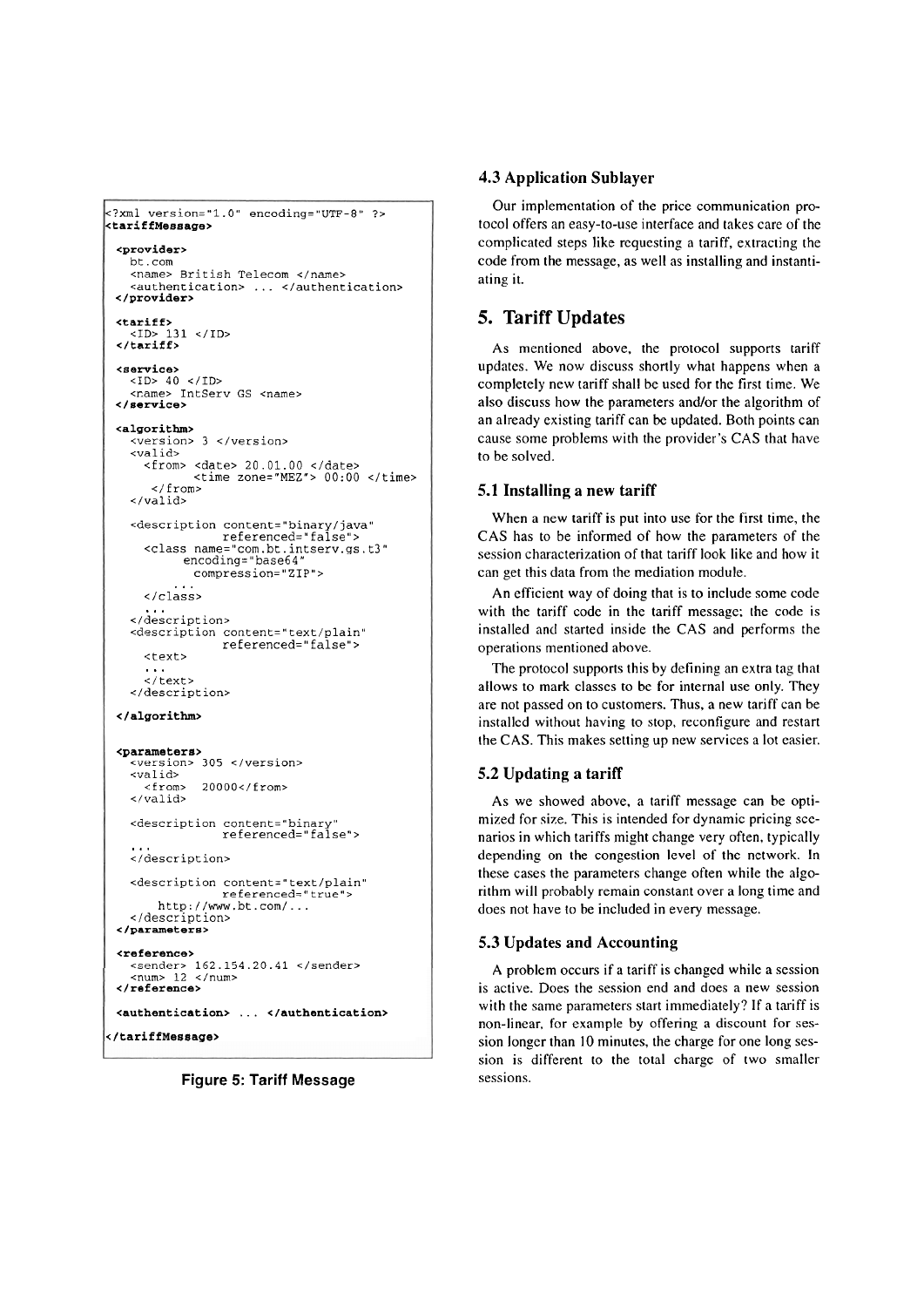```
<?xml version="1.0" encoding="UTF-8" ?>
<tariffMessage>

  <provider>
    bt.com
    <name> British Telecom </name>
    <authentication> ... </authentication>
  </provider>

  <tariff>
    <ID> 131 </ID>
  </tariff>

  <service>
    <ID> 40 </ID>
    <name> IntServ GS <name>
  </service>

  <algorithm>
    <version> 3 </version>
    <valid>
      <from> <date> 20.01.00 </date>
             <time zone="MEZ"> 00:00 </time>
      </from>
    </valid>

    <description content="binary/java"
                 referenced="false">
      <class name="com.bt.intserv.gs.t3"
             encoding="base64"
             compression="ZIP">
             ...
      </class>
      ...
    </description>
    <description content="text/plain"
                 referenced="false">
      <text>
      ...
      </text>
    </description>

  </algorithm>


  <parameters>
    <version> 305 </version>
    <valid>
      <from>  20000</from>
    </valid>

    <description content="binary"
                 referenced="false">
    ...
    </description>

    <description content="text/plain"
                 referenced="true">
       http://www.bt.com/...
    </description>
  </parameters>

  <reference>
    <sender> 162.154.20.41 </sender>
    <num> 12 </num>
  </reference>

  <authentication> ... </authentication>

</tariffMessage>
```

**Figure 5: Tariff Message**

### 4.3 Application Sublayer

Our implementation of the price communication protocol offers an easy-to-use interface and takes care of the complicated steps like requesting a tariff, extracting the code from the message, as well as installing and instantiating it.

## 5. Tariff Updates

As mentioned above, the protocol supports tariff updates. We now discuss shortly what happens when a completely new tariff shall be used for the first time. We also discuss how the parameters and/or the algorithm of an already existing tariff can be updated. Both points can cause some problems with the provider's CAS that have to be solved.

### 5.1 Installing a new tariff

When a new tariff is put into use for the first time, the CAS has to be informed of how the parameters of the session characterization of that tariff look like and how it can get this data from the mediation module.

An efficient way of doing that is to include some code with the tariff code in the tariff message; the code is installed and started inside the CAS and performs the operations mentioned above.

The protocol supports this by defining an extra tag that allows to mark classes to be for internal use only. They are not passed on to customers. Thus, a new tariff can be installed without having to stop, reconfigure and restart the CAS. This makes setting up new services a lot easier.

### 5.2 Updating a tariff

As we showed above, a tariff message can be optimized for size. This is intended for dynamic pricing scenarios in which tariffs might change very often, typically depending on the congestion level of the network. In these cases the parameters change often while the algorithm will probably remain constant over a long time and does not have to be included in every message.

### 5.3 Updates and Accounting

A problem occurs if a tariff is changed while a session is active. Does the session end and does a new session with the same parameters start immediately? If a tariff is non-linear, for example by offering a discount for session longer than 10 minutes, the charge for one long session is different to the total charge of two smaller sessions.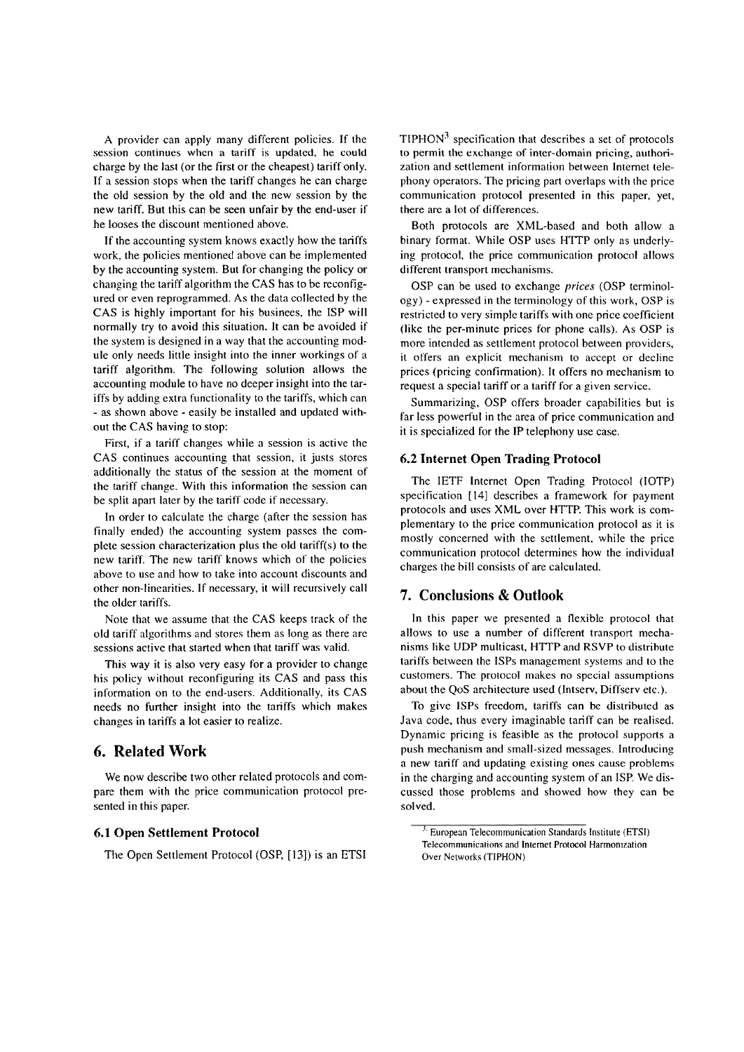A provider can apply many different policies. If the session continues when a tariff is updated, he could charge by the last (or the first or the cheapest) tariff only. If a session stops when the tariff changes he can charge the old session by the old and the new session by the new tariff. But this can be seen unfair by the end-user if he looses the discount mentioned above.

If the accounting system knows exactly how the tariffs work, the policies mentioned above can be implemented by the accounting system. But for changing the policy or changing the tariff algorithm the CAS has to be reconfigured or even reprogrammed. As the data collected by the CAS is highly important for his businees, the ISP will normally try to avoid this situation. It can be avoided if the system is designed in a way that the accounting module only needs little insight into the inner workings of a tariff algorithm. The following solution allows the accounting module to have no deeper insight into the tariffs by adding extra functionality to the tariffs, which can - as shown above - easily be installed and updated without the CAS having to stop:

First, if a tariff changes while a session is active the CAS continues accounting that session, it justs stores additionally the status of the session at the moment of the tariff change. With this information the session can be split apart later by the tariff code if necessary.

In order to calculate the charge (after the session has finally ended) the accounting system passes the complete session characterization plus the old tariff(s) to the new tariff. The new tariff knows which of the policies above to use and how to take into account discounts and other non-linearities. If necessary, it will recursively call the older tariffs.

Note that we assume that the CAS keeps track of the old tariff algorithms and stores them as long as there are sessions active that started when that tariff was valid.

This way it is also very easy for a provider to change his policy without reconfiguring its CAS and pass this information on to the end-users. Additionally, its CAS needs no further insight into the tariffs which makes changes in tariffs a lot easier to realize.

# 6. Related Work

We now describe two other related protocols and compare them with the price communication protocol presented in this paper.

## 6.1 Open Settlement Protocol

The Open Settlement Protocol (OSP, [13]) is an ETSI TIPHON[3] specification that describes a set of protocols to permit the exchange of inter-domain pricing, authorization and settlement information between Internet telephony operators. The pricing part overlaps with the price communication protocol presented in this paper, yet, there are a lot of differences.

Both protocols are XML-based and both allow a binary format. While OSP uses HTTP only as underlying protocol, the price communication protocol allows different transport mechanisms.

OSP can be used to exchange *prices* (OSP terminology) - expressed in the terminology of this work, OSP is restricted to very simple tariffs with one price coefficient (like the per-minute prices for phone calls). As OSP is more intended as settlement protocol between providers, it offers an explicit mechanism to accept or decline prices (pricing confirmation). It offers no mechanism to request a special tariff or a tariff for a given service.

Summarizing, OSP offers broader capabilities but is far less powerful in the area of price communication and it is specialized for the IP telephony use case.

## 6.2 Internet Open Trading Protocol

The IETF Internet Open Trading Protocol (IOTP) specification [14] describes a framework for payment protocols and uses XML over HTTP. This work is complementary to the price communication protocol as it is mostly concerned with the settlement, while the price communication protocol determines how the individual charges the bill consists of are calculated.

# 7. Conclusions & Outlook

In this paper we presented a flexible protocol that allows to use a number of different transport mechanisms like UDP multicast, HTTP and RSVP to distribute tariffs between the ISPs management systems and to the customers. The protocol makes no special assumptions about the QoS architecture used (Intserv, Diffserv etc.).

To give ISPs freedom, tariffs can be distributed as Java code, thus every imaginable tariff can be realised. Dynamic pricing is feasible as the protocol supports a push mechanism and small-sized messages. Introducing a new tariff and updating existing ones cause problems in the charging and accounting system of an ISP. We discussed those problems and showed how they can be solved.

[3] European Telecommunication Standards Institute (ETSI) Telecommunications and Internet Protocol Harmonization Over Networks (TIPHON)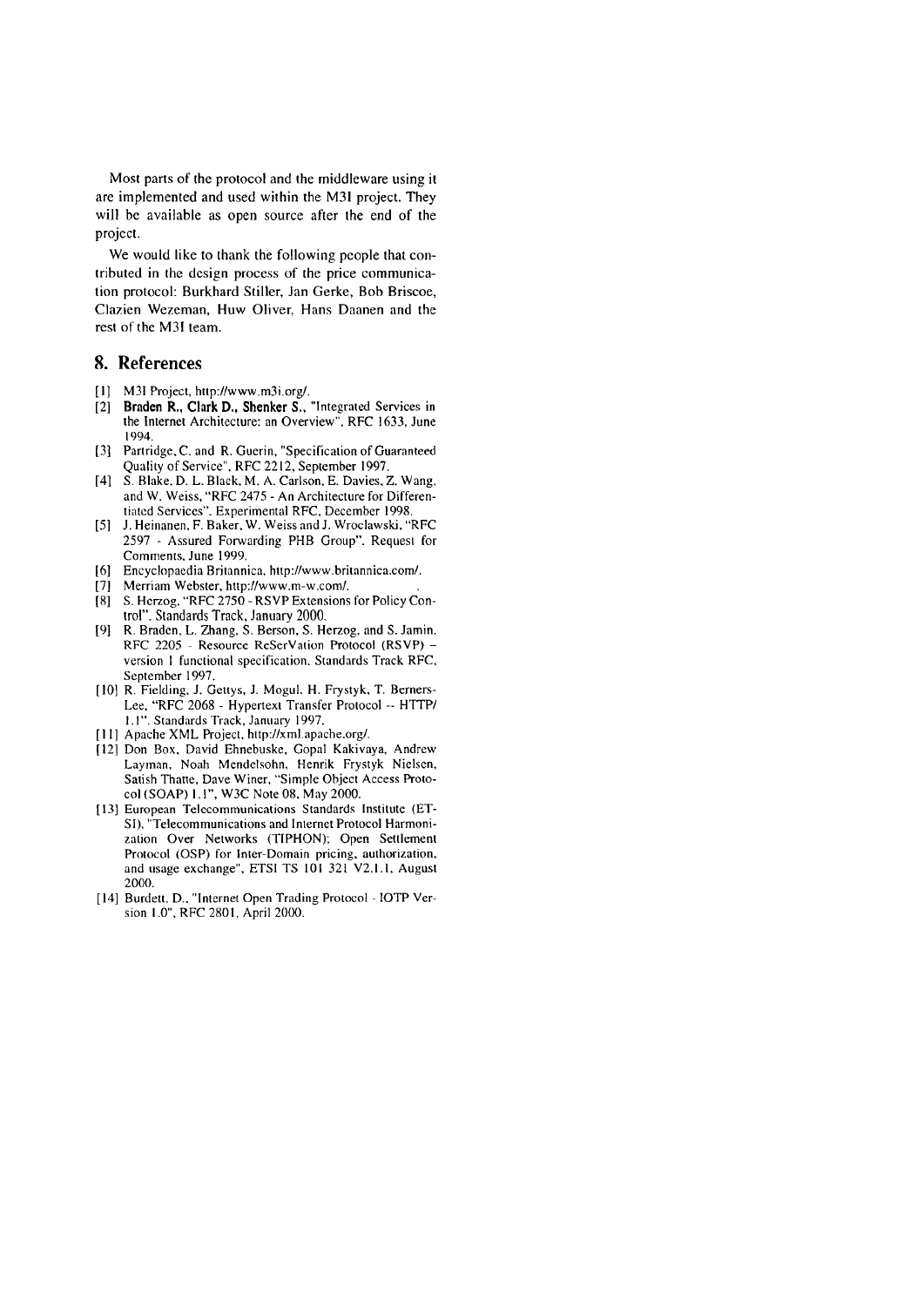Most parts of the protocol and the middleware using it are implemented and used within the M3I project. They will be available as open source after the end of the project.

We would like to thank the following people that contributed in the design process of the price communication protocol: Burkhard Stiller, Jan Gerke, Bob Briscoe, Clazien Wezeman, Huw Oliver, Hans Daanen and the rest of the M3I team.

## 8. References

[1] M3I Project, http://www.m3i.org/.

[2] **Braden R., Clark D., Shenker S.**, "Integrated Services in the Internet Architecture: an Overview", RFC 1633, June 1994.

[3] Partridge, C. and R. Guerin, "Specification of Guaranteed Quality of Service", RFC 2212, September 1997.

[4] S. Blake, D. L. Black, M. A. Carlson, E. Davies, Z. Wang, and W. Weiss, "RFC 2475 - An Architecture for Differentiated Services". Experimental RFC, December 1998.

[5] J. Heinanen, F. Baker, W. Weiss and J. Wroclawski, "RFC 2597 - Assured Forwarding PHB Group". Request for Comments, June 1999.

[6] Encyclopaedia Britannica, http://www.britannica.com/.

[7] Merriam Webster, http://www.m-w.com/.

[8] S. Herzog, "RFC 2750 - RSVP Extensions for Policy Control". Standards Track, January 2000.

[9] R. Braden, L. Zhang, S. Berson, S. Herzog, and S. Jamin. RFC 2205 - Resource ReSerVation Protocol (RSVP) – version 1 functional specification. Standards Track RFC, September 1997.

[10] R. Fielding, J. Gettys, J. Mogul, H. Frystyk, T. Berners-Lee, "RFC 2068 - Hypertext Transfer Protocol -- HTTP/1.1". Standards Track, January 1997.

[11] Apache XML Project, http://xml.apache.org/.

[12] Don Box, David Ehnebuske, Gopal Kakivaya, Andrew Layman, Noah Mendelsohn, Henrik Frystyk Nielsen, Satish Thatte, Dave Winer, "Simple Object Access Protocol (SOAP) 1.1", W3C Note 08, May 2000.

[13] European Telecommunications Standards Institute (ETSI), "Telecommunications and Internet Protocol Harmonization Over Networks (TIPHON); Open Settlement Protocol (OSP) for Inter-Domain pricing, authorization, and usage exchange", ETSI TS 101 321 V2.1.1, August 2000.

[14] Burdett, D., "Internet Open Trading Protocol - IOTP Version 1.0", RFC 2801, April 2000.